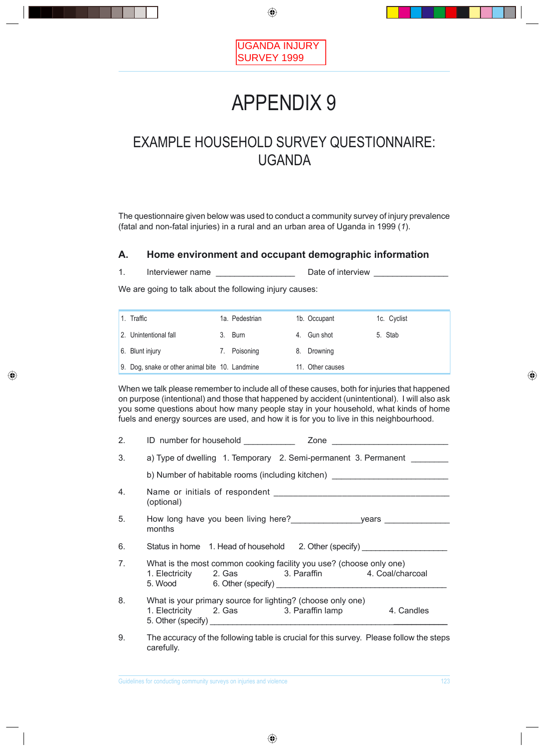UGANDA INJURY SURVEY 1999

# APPENDIX 9

## EXAMPLE HOUSEHOLD SURVEY QUESTIONNAIRE: UGANDA

The questionnaire given below was used to conduct a community survey of injury prevalence (fatal and non-fatal injuries) in a rural and an urban area of Uganda in 1999 (*1*).

### A. Home environment and occupant demographic information

1. Interviewer name ________________ Date of interview ________________

We are going to talk about the following injury causes:

| | | | |
|---|---|---|---|
| 1. Traffic | 1a. Pedestrian | 1b. Occupant | 1c. Cyclist |
| 2. Unintentional fall | 3. Burn | 4. Gun shot | 5. Stab |
| 6. Blunt injury | 7. Poisoning | 8. Drowning | |
| 9. Dog, snake or other animal bite | 10. Landmine | 11. Other causes | |

When we talk please remember to include all of these causes, both for injuries that happened on purpose (intentional) and those that happened by accident (unintentional). I will also ask you some questions about how many people stay in your household, what kinds of home fuels and energy sources are used, and how it is for you to live in this neighbourhood.

2. ID number for household ___________ Zone __________________________

3. a) Type of dwelling 1. Temporary 2. Semi-permanent 3. Permanent ________

   b) Number of habitable rooms (including kitchen) _________________________

4. Name or initials of respondent _______________________________________ (optional)

5. How long have you been living here?_______________years ______________ months

6. Status in home 1. Head of household 2. Other (specify) __________________

7. What is the most common cooking facility you use? (choose only one)
   1. Electricity 2. Gas 3. Paraffin 4. Coal/charcoal
   5. Wood 6. Other (specify) ________________________________________

8. What is your primary source for lighting? (choose only one)
   1. Electricity 2. Gas 3. Paraffin lamp 4. Candles
   5. Other (specify) ___________________________________________________

9. The accuracy of the following table is crucial for this survey. Please follow the steps carefully.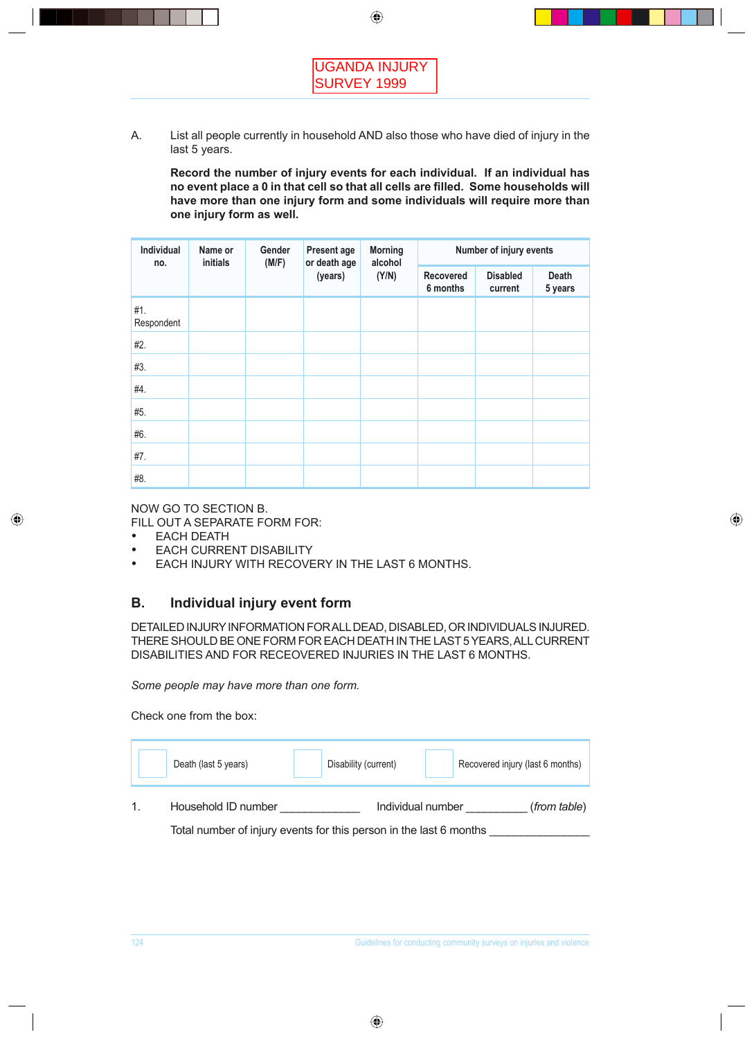UGANDA INJURY SURVEY 1999

A. List all people currently in household AND also those who have died of injury in the last 5 years.

**Record the number of injury events for each individual. If an individual has no event place a 0 in that cell so that all cells are filled. Some households will have more than one injury form and some individuals will require more than one injury form as well.**

| Individual no. | Name or initials | Gender (M/F) | Present age or death age (years) | Morning alcohol (Y/N) | Number of injury events | | |
|---|---|---|---|---|---|---|---|
| | | | | | Recovered 6 months | Disabled current | Death 5 years |
| #1. Respondent | | | | | | | |
| #2. | | | | | | | |
| #3. | | | | | | | |
| #4. | | | | | | | |
| #5. | | | | | | | |
| #6. | | | | | | | |
| #7. | | | | | | | |
| #8. | | | | | | | |

NOW GO TO SECTION B.
FILL OUT A SEPARATE FORM FOR:

- EACH DEATH
- EACH CURRENT DISABILITY
- EACH INJURY WITH RECOVERY IN THE LAST 6 MONTHS.

## B. Individual injury event form

DETAILED INJURY INFORMATION FOR ALL DEAD, DISABLED, OR INDIVIDUALS INJURED. THERE SHOULD BE ONE FORM FOR EACH DEATH IN THE LAST 5 YEARS, ALL CURRENT DISABILITIES AND FOR RECEOVERED INJURIES IN THE LAST 6 MONTHS.

*Some people may have more than one form.*

Check one from the box:

| ☐ Death (last 5 years) | ☐ Disability (current) | ☐ Recovered injury (last 6 months) |
|---|---|---|

1. Household ID number _____________ Individual number __________ (*from table*)

   Total number of injury events for this person in the last 6 months ________________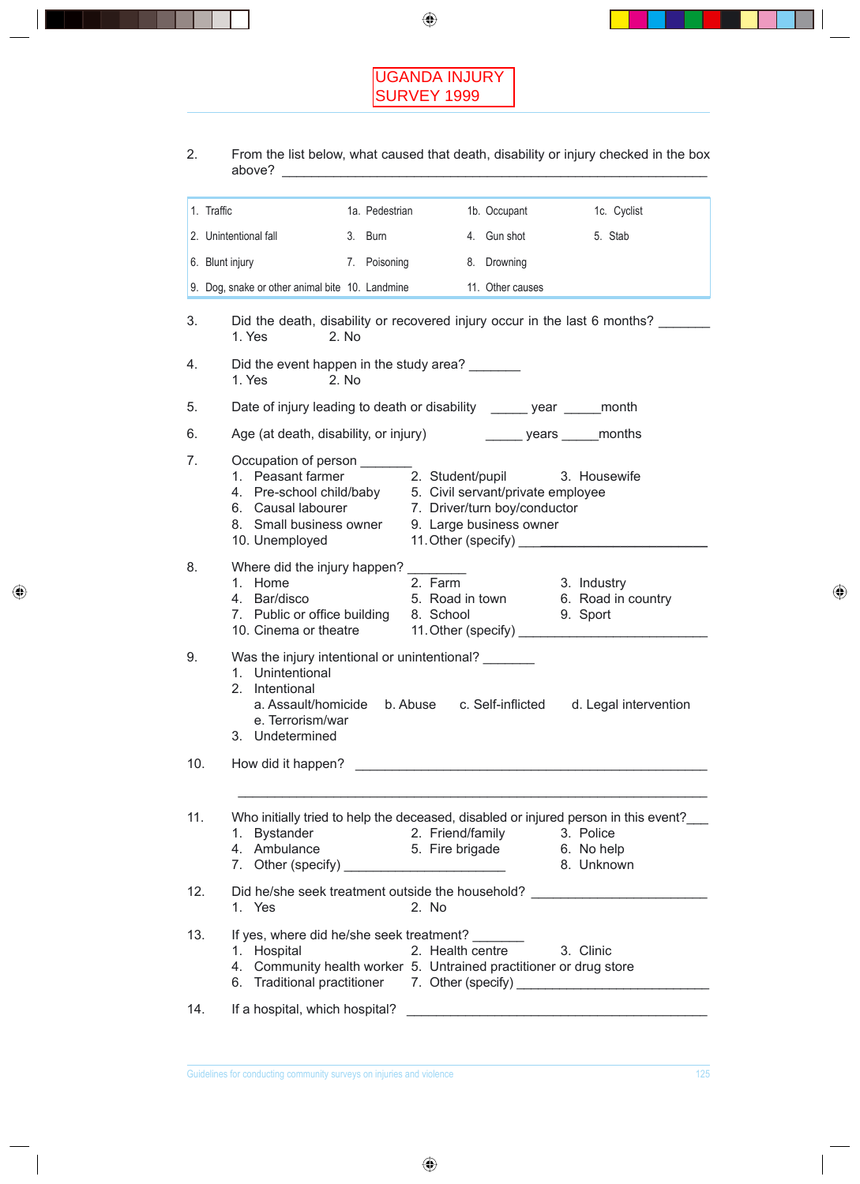UGANDA INJURY SURVEY 1999

2. From the list below, what caused that death, disability or injury checked in the box above? ________________________________________________

| | | | |
|---|---|---|---|
| 1. Traffic | 1a. Pedestrian | 1b. Occupant | 1c. Cyclist |
| 2. Unintentional fall | 3. Burn | 4. Gun shot | 5. Stab |
| 6. Blunt injury | 7. Poisoning | 8. Drowning | |
| 9. Dog, snake or other animal bite | 10. Landmine | 11. Other causes | |

3. Did the death, disability or recovered injury occur in the last 6 months? _______
   1. Yes  2. No

4. Did the event happen in the study area? _______
   1. Yes  2. No

5. Date of injury leading to death or disability _____ year _____month

6. Age (at death, disability, or injury) _____ years _____months

7. Occupation of person _______
   1. Peasant farmer  2. Student/pupil  3. Housewife
   4. Pre-school child/baby  5. Civil servant/private employee
   6. Causal labourer  7. Driver/turn boy/conductor
   8. Small business owner  9. Large business owner
   10. Unemployed  11. Other (specify) ________________________

8. Where did the injury happen? ________
   1. Home  2. Farm  3. Industry
   4. Bar/disco  5. Road in town  6. Road in country
   7. Public or office building  8. School  9. Sport
   10. Cinema or theatre  11. Other (specify) ________________________

9. Was the injury intentional or unintentional? _______
   1. Unintentional
   2. Intentional
      a. Assault/homicide  b. Abuse  c. Self-inflicted  d. Legal intervention
      e. Terrorism/war
   3. Undetermined

10. How did it happen? ________________________________________________

    ________________________________________________

11. Who initially tried to help the deceased, disabled or injured person in this event?___
    1. Bystander  2. Friend/family  3. Police
    4. Ambulance  5. Fire brigade  6. No help
    7. Other (specify) ______________________  8. Unknown

12. Did he/she seek treatment outside the household? ________________________
    1. Yes  2. No

13. If yes, where did he/she seek treatment? _______
    1. Hospital  2. Health centre  3. Clinic
    4. Community health worker  5. Untrained practitioner or drug store
    6. Traditional practitioner  7. Other (specify) ________________________

14. If a hospital, which hospital? ________________________________________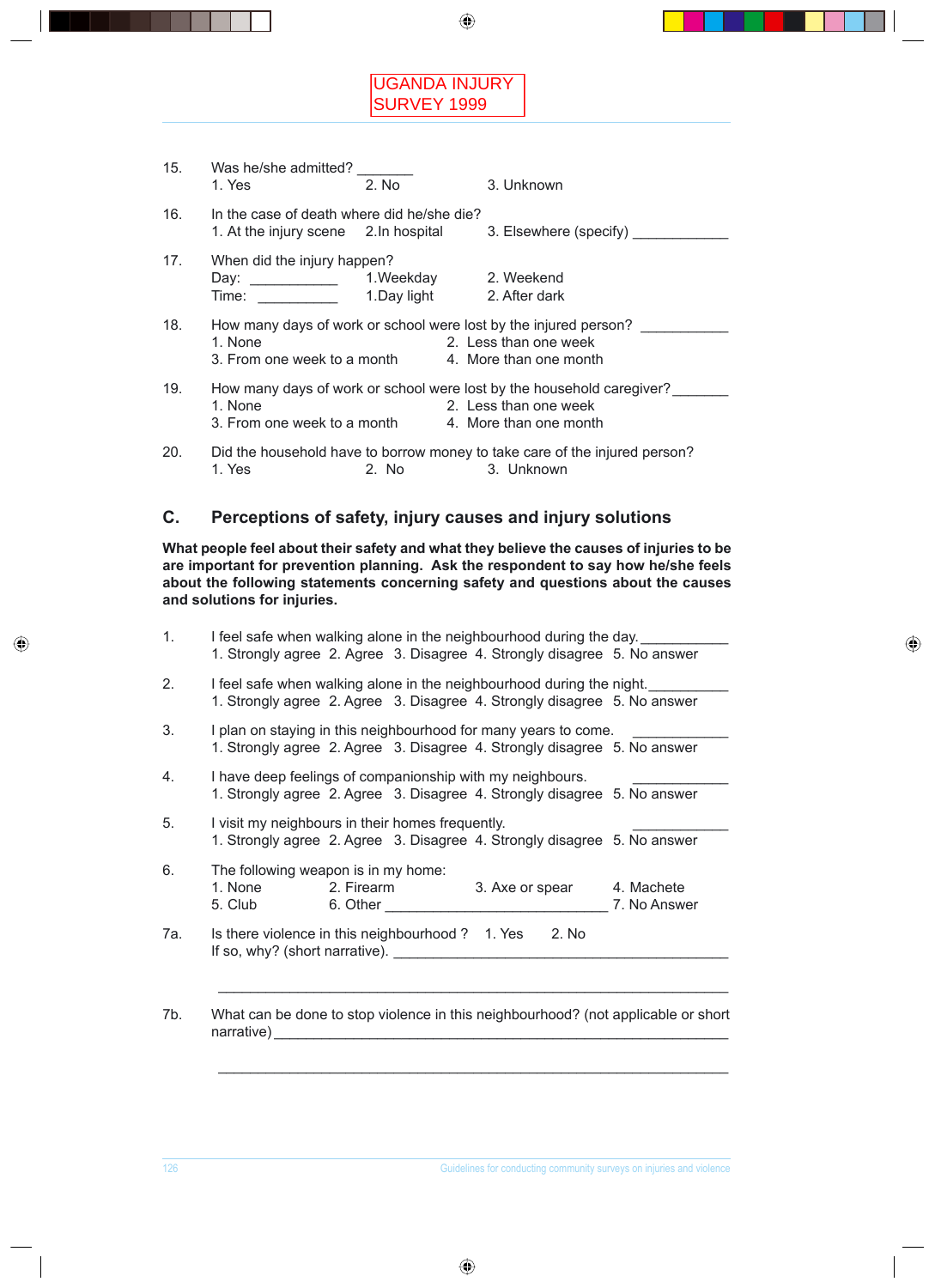UGANDA INJURY SURVEY 1999

15. Was he/she admitted? _______
    1. Yes  2. No  3. Unknown

16. In the case of death where did he/she die?
    1. At the injury scene  2.In hospital  3. Elsewhere (specify) ____________

17. When did the injury happen?
    Day: ___________  1.Weekday  2. Weekend
    Time: __________  1.Day light  2. After dark

18. How many days of work or school were lost by the injured person? ___________
    1. None  2. Less than one week
    3. From one week to a month  4. More than one month

19. How many days of work or school were lost by the household caregiver? _______
    1. None  2. Less than one week
    3. From one week to a month  4. More than one month

20. Did the household have to borrow money to take care of the injured person?
    1. Yes  2. No  3. Unknown

## C. Perceptions of safety, injury causes and injury solutions

**What people feel about their safety and what they believe the causes of injuries to be are important for prevention planning. Ask the respondent to say how he/she feels about the following statements concerning safety and questions about the causes and solutions for injuries.**

1. I feel safe when walking alone in the neighbourhood during the day. ___________
   1. Strongly agree  2. Agree  3. Disagree  4. Strongly disagree  5. No answer

2. I feel safe when walking alone in the neighbourhood during the night. __________
   1. Strongly agree  2. Agree  3. Disagree  4. Strongly disagree  5. No answer

3. I plan on staying in this neighbourhood for many years to come. ____________
   1. Strongly agree  2. Agree  3. Disagree  4. Strongly disagree  5. No answer

4. I have deep feelings of companionship with my neighbours. ____________
   1. Strongly agree  2. Agree  3. Disagree  4. Strongly disagree  5. No answer

5. I visit my neighbours in their homes frequently. ____________
   1. Strongly agree  2. Agree  3. Disagree  4. Strongly disagree  5. No answer

6. The following weapon is in my home:
   1. None  2. Firearm  3. Axe or spear  4. Machete
   5. Club  6. Other ______________________________  7. No Answer

7a. Is there violence in this neighbourhood ?  1. Yes  2. No
    If so, why? (short narrative). ____________________________________________

    ______________________________________________________________________

7b. What can be done to stop violence in this neighbourhood? (not applicable or short narrative) ______________________________________________________________

    ______________________________________________________________________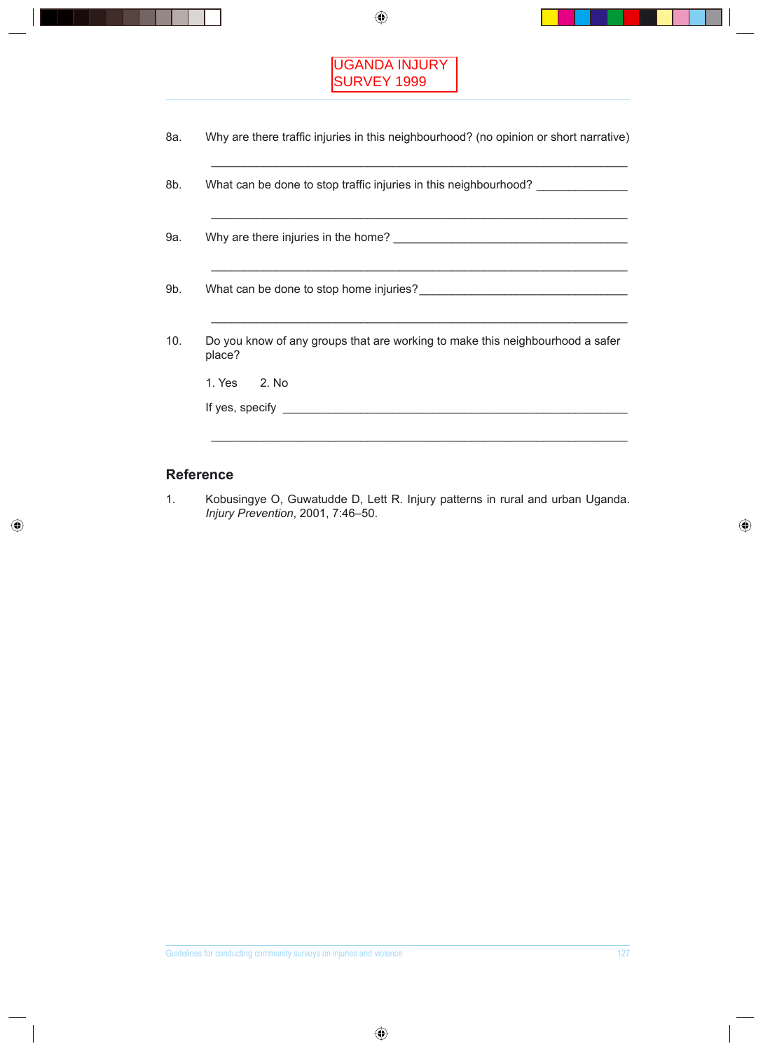UGANDA INJURY SURVEY 1999

8a. Why are there traffic injuries in this neighbourhood? (no opinion or short narrative)

______________________________________________________________

8b. What can be done to stop traffic injuries in this neighbourhood? ______________

______________________________________________________________

9a. Why are there injuries in the home? ____________________________________

______________________________________________________________

9b. What can be done to stop home injuries? ________________________________

______________________________________________________________

10. Do you know of any groups that are working to make this neighbourhood a safer place?

1. Yes  2. No

If yes, specify ______________________________________________________

______________________________________________________________

## Reference

1. Kobusingye O, Guwatudde D, Lett R. Injury patterns in rural and urban Uganda. *Injury Prevention*, 2001, 7:46–50.